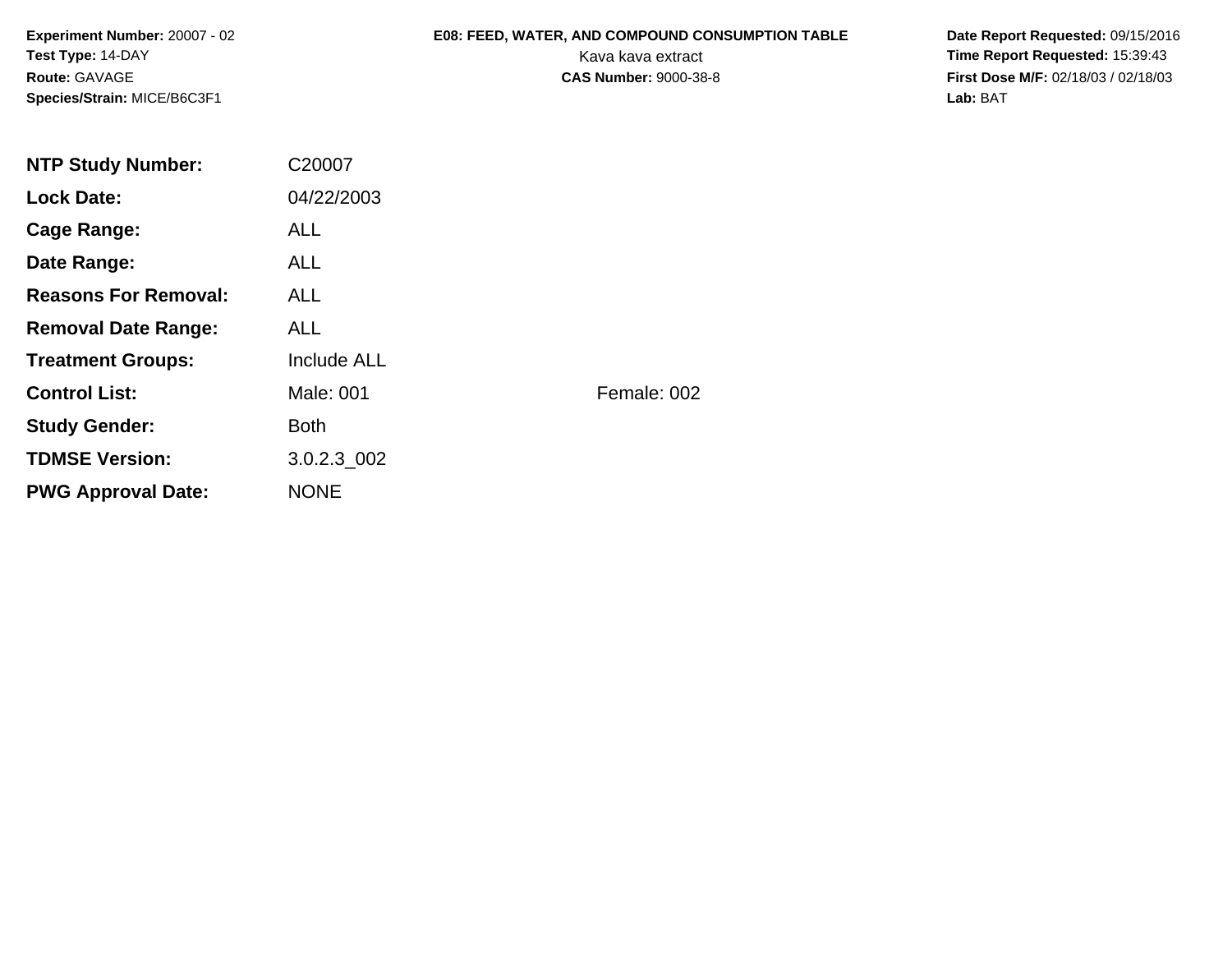**Experiment Number:** 20007 - 02
**Test Type:** 14-DAY
**Route:** GAVAGE
**Species/Strain:** MICE/B6C3F1

**E08: FEED, WATER, AND COMPOUND CONSUMPTION TABLE**
Kava kava extract
**CAS Number:** 9000-38-8

**Date Report Requested:** 09/15/2016
**Time Report Requested:** 15:39:43
**First Dose M/F:** 02/18/03 / 02/18/03
**Lab:** BAT

| | | |
|---|---|---|
| **NTP Study Number:** | C20007 | |
| **Lock Date:** | 04/22/2003 | |
| **Cage Range:** | ALL | |
| **Date Range:** | ALL | |
| **Reasons For Removal:** | ALL | |
| **Removal Date Range:** | ALL | |
| **Treatment Groups:** | Include ALL | |
| **Control List:** | Male: 001 | Female: 002 |
| **Study Gender:** | Both | |
| **TDMSE Version:** | 3.0.2.3_002 | |
| **PWG Approval Date:** | NONE | |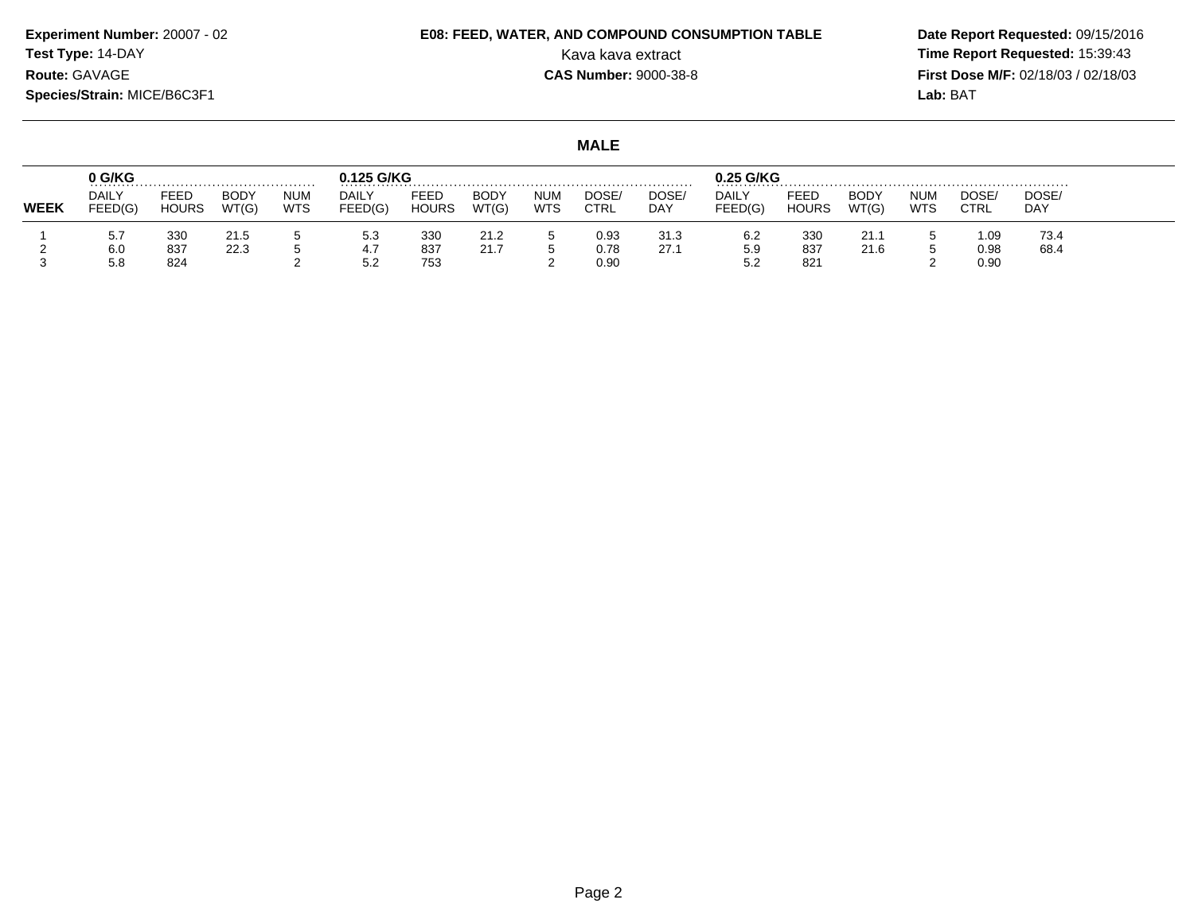**Experiment Number:** 20007 - 02
**Test Type:** 14-DAY
**Route:** GAVAGE
**Species/Strain:** MICE/B6C3F1

**E08: FEED, WATER, AND COMPOUND CONSUMPTION TABLE**
Kava kava extract
**CAS Number:** 9000-38-8

**Date Report Requested:** 09/15/2016
**Time Report Requested:** 15:39:43
**First Dose M/F:** 02/18/03 / 02/18/03
**Lab:** BAT

## MALE

| WEEK | 0 G/KG | | | | 0.125 G/KG | | | | | | 0.25 G/KG | | | | | |
|---|---|---|---|---|---|---|---|---|---|---|---|---|---|---|---|---|
| | DAILY FEED(G) | FEED HOURS | BODY WT(G) | NUM WTS | DAILY FEED(G) | FEED HOURS | BODY WT(G) | NUM WTS | DOSE/ CTRL | DOSE/ DAY | DAILY FEED(G) | FEED HOURS | BODY WT(G) | NUM WTS | DOSE/ CTRL | DOSE/ DAY |
| 1 | 5.7 | 330 | 21.5 | 5 | 5.3 | 330 | 21.2 | 5 | 0.93 | 31.3 | 6.2 | 330 | 21.1 | 5 | 1.09 | 73.4 |
| 2 | 6.0 | 837 | 22.3 | 5 | 4.7 | 837 | 21.7 | 5 | 0.78 | 27.1 | 5.9 | 837 | 21.6 | 5 | 0.98 | 68.4 |
| 3 | 5.8 | 824 | | 2 | 5.2 | 753 | | 2 | 0.90 | | 5.2 | 821 | | 2 | 0.90 | |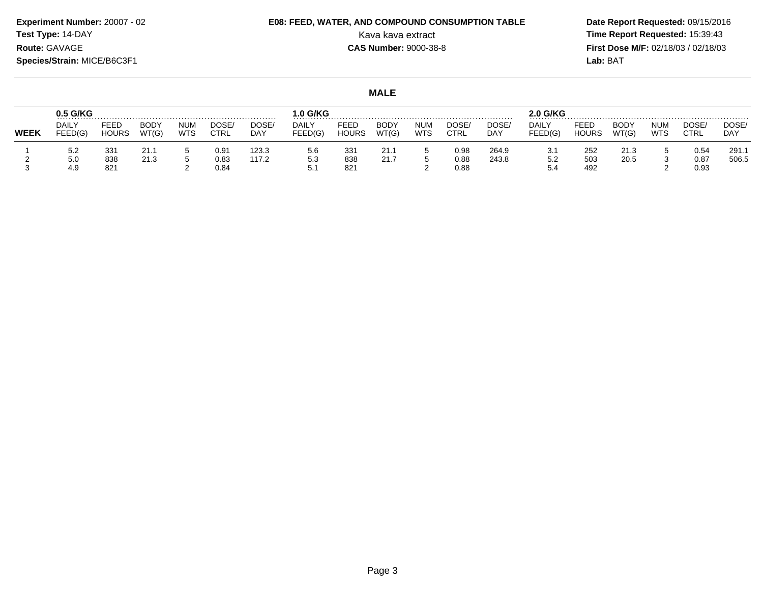**Experiment Number:** 20007 - 02
**Test Type:** 14-DAY
**Route:** GAVAGE
**Species/Strain:** MICE/B6C3F1

**E08: FEED, WATER, AND COMPOUND CONSUMPTION TABLE**
Kava kava extract
**CAS Number:** 9000-38-8

**Date Report Requested:** 09/15/2016
**Time Report Requested:** 15:39:43
**First Dose M/F:** 02/18/03 / 02/18/03
**Lab:** BAT

## MALE

| | 0.5 G/KG | | | | | | 1.0 G/KG | | | | | | 2.0 G/KG | | | | | |
|---|---|---|---|---|---|---|---|---|---|---|---|---|---|---|---|---|---|---|
| **WEEK** | DAILY FEED(G) | FEED HOURS | BODY WT(G) | NUM WTS | DOSE/ CTRL | DOSE/ DAY | DAILY FEED(G) | FEED HOURS | BODY WT(G) | NUM WTS | DOSE/ CTRL | DOSE/ DAY | DAILY FEED(G) | FEED HOURS | BODY WT(G) | NUM WTS | DOSE/ CTRL | DOSE/ DAY |
| 1 | 5.2 | 331 | 21.1 | 5 | 0.91 | 123.3 | 5.6 | 331 | 21.1 | 5 | 0.98 | 264.9 | 3.1 | 252 | 21.3 | 5 | 0.54 | 291.1 |
| 2 | 5.0 | 838 | 21.3 | 5 | 0.83 | 117.2 | 5.3 | 838 | 21.7 | 5 | 0.88 | 243.8 | 5.2 | 503 | 20.5 | 3 | 0.87 | 506.5 |
| 3 | 4.9 | 821 | | 2 | 0.84 | | 5.1 | 821 | | 2 | 0.88 | | 5.4 | 492 | | 2 | 0.93 | |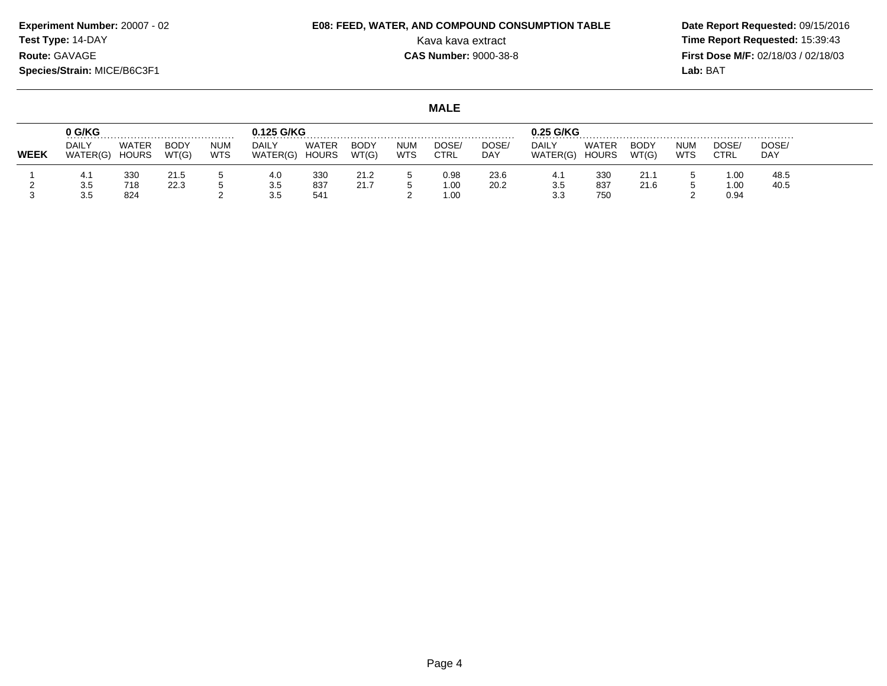**Experiment Number:** 20007 - 02
**Test Type:** 14-DAY
**Route:** GAVAGE
**Species/Strain:** MICE/B6C3F1

**E08: FEED, WATER, AND COMPOUND CONSUMPTION TABLE**
Kava kava extract
**CAS Number:** 9000-38-8

**Date Report Requested:** 09/15/2016
**Time Report Requested:** 15:39:43
**First Dose M/F:** 02/18/03 / 02/18/03
**Lab:** BAT

## MALE

| | 0 G/KG | | | | 0.125 G/KG | | | | | | 0.25 G/KG | | | | | |
|---|---|---|---|---|---|---|---|---|---|---|---|---|---|---|---|---|
| **WEEK** | DAILY WATER(G) | WATER HOURS | BODY WT(G) | NUM WTS | DAILY WATER(G) | WATER HOURS | BODY WT(G) | NUM WTS | DOSE/ CTRL | DOSE/ DAY | DAILY WATER(G) | WATER HOURS | BODY WT(G) | NUM WTS | DOSE/ CTRL | DOSE/ DAY |
| 1 | 4.1 | 330 | 21.5 | 5 | 4.0 | 330 | 21.2 | 5 | 0.98 | 23.6 | 4.1 | 330 | 21.1 | 5 | 1.00 | 48.5 |
| 2 | 3.5 | 718 | 22.3 | 5 | 3.5 | 837 | 21.7 | 5 | 1.00 | 20.2 | 3.5 | 837 | 21.6 | 5 | 1.00 | 40.5 |
| 3 | 3.5 | 824 | | 2 | 3.5 | 541 | | 2 | 1.00 | | 3.3 | 750 | | 2 | 0.94 | |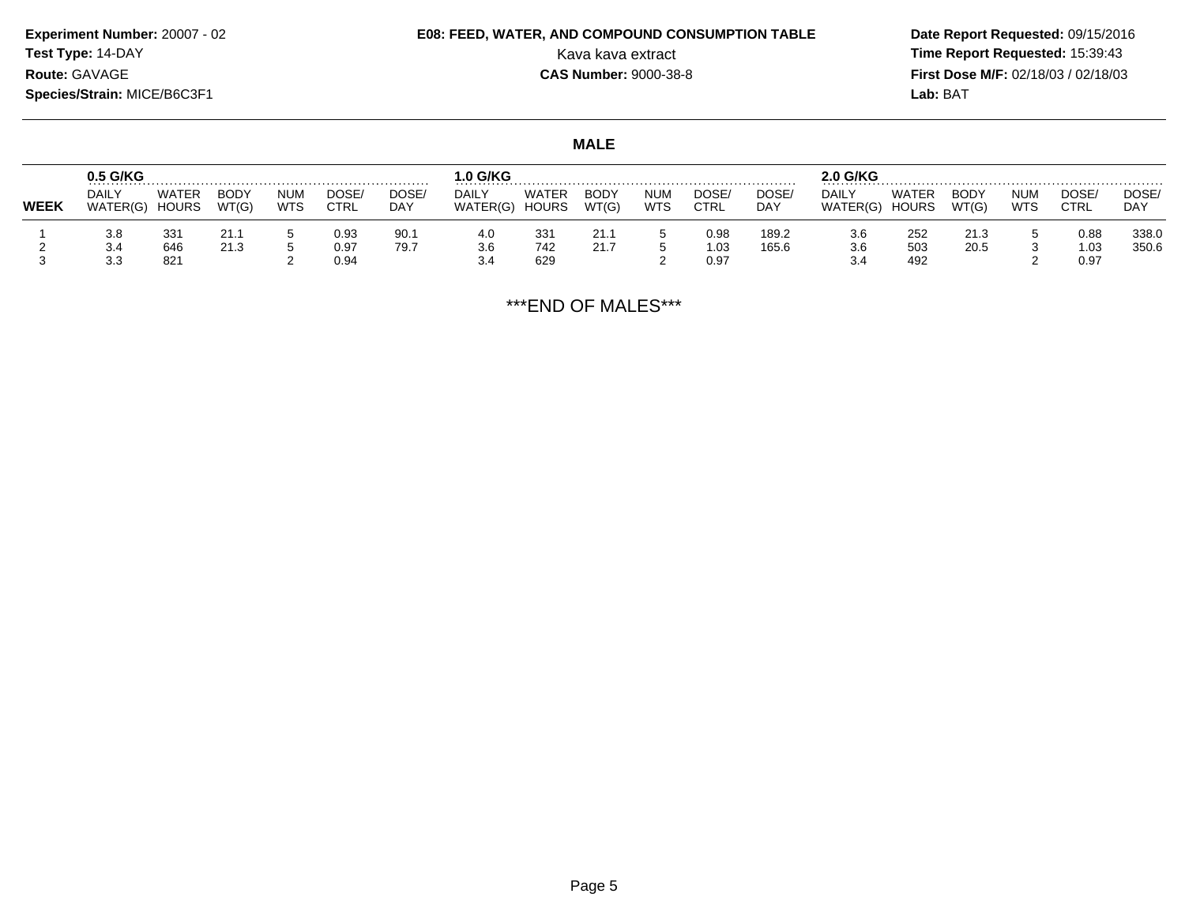**Experiment Number:** 20007 - 02
**Test Type:** 14-DAY
**Route:** GAVAGE
**Species/Strain:** MICE/B6C3F1

**E08: FEED, WATER, AND COMPOUND CONSUMPTION TABLE**
Kava kava extract
**CAS Number:** 9000-38-8

**Date Report Requested:** 09/15/2016
**Time Report Requested:** 15:39:43
**First Dose M/F:** 02/18/03 / 02/18/03
**Lab:** BAT

## MALE

| WEEK | 0.5 G/KG | | | | | | 1.0 G/KG | | | | | | 2.0 G/KG | | | | | |
|---|---|---|---|---|---|---|---|---|---|---|---|---|---|---|---|---|---|---|
| | DAILY WATER(G) | WATER HOURS | BODY WT(G) | NUM WTS | DOSE/ CTRL | DOSE/ DAY | DAILY WATER(G) | WATER HOURS | BODY WT(G) | NUM WTS | DOSE/ CTRL | DOSE/ DAY | DAILY WATER(G) | WATER HOURS | BODY WT(G) | NUM WTS | DOSE/ CTRL | DOSE/ DAY |
| 1 | 3.8 | 331 | 21.1 | 5 | 0.93 | 90.1 | 4.0 | 331 | 21.1 | 5 | 0.98 | 189.2 | 3.6 | 252 | 21.3 | 5 | 0.88 | 338.0 |
| 2 | 3.4 | 646 | 21.3 | 5 | 0.97 | 79.7 | 3.6 | 742 | 21.7 | 5 | 1.03 | 165.6 | 3.6 | 503 | 20.5 | 3 | 1.03 | 350.6 |
| 3 | 3.3 | 821 | | 2 | 0.94 | | 3.4 | 629 | | 2 | 0.97 | | 3.4 | 492 | | 2 | 0.97 | |

***END OF MALES***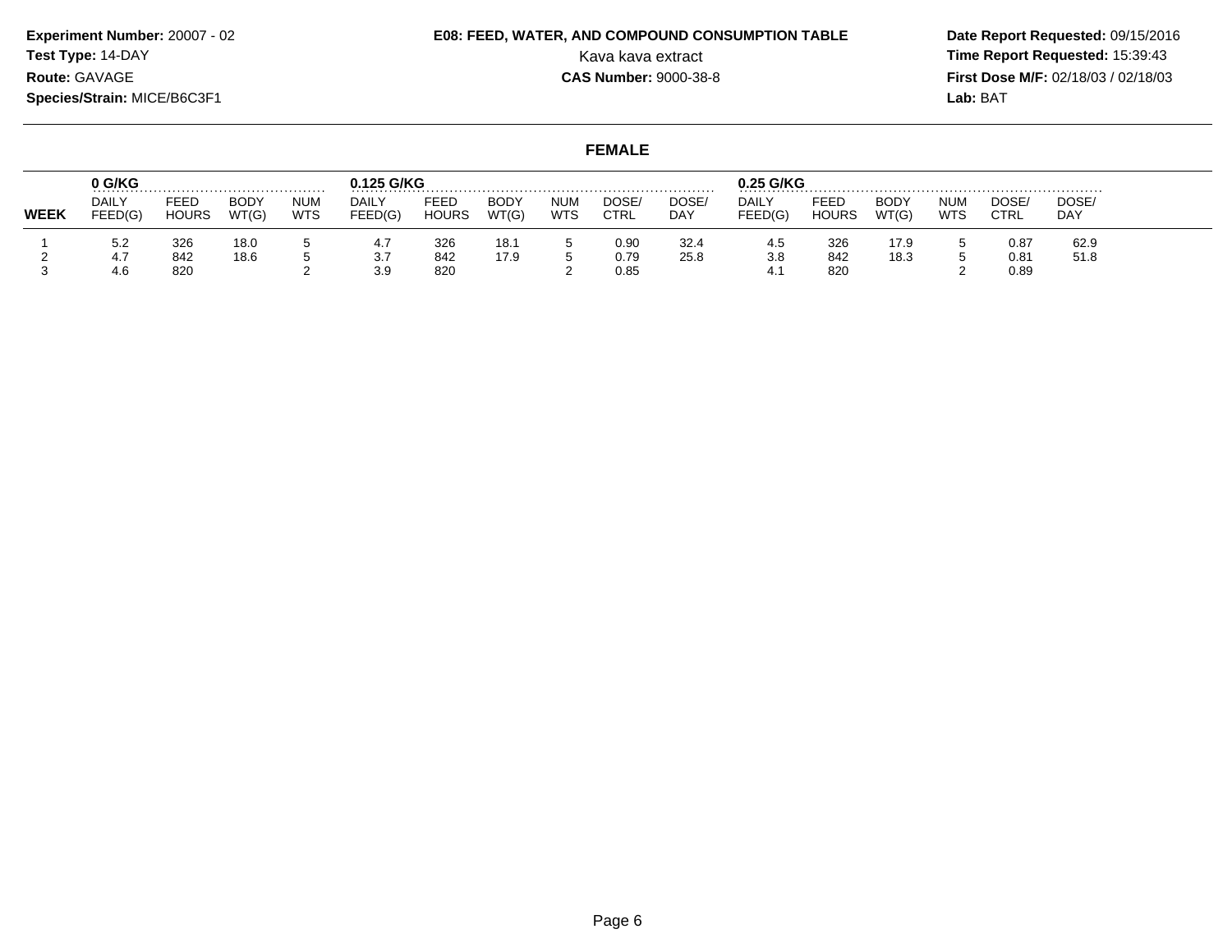**Experiment Number:** 20007 - 02
**Test Type:** 14-DAY
**Route:** GAVAGE
**Species/Strain:** MICE/B6C3F1

**E08: FEED, WATER, AND COMPOUND CONSUMPTION TABLE**
Kava kava extract
**CAS Number:** 9000-38-8

**Date Report Requested:** 09/15/2016
**Time Report Requested:** 15:39:43
**First Dose M/F:** 02/18/03 / 02/18/03
**Lab:** BAT

## FEMALE

| | 0 G/KG | | | | 0.125 G/KG | | | | | | 0.25 G/KG | | | | | |
|---|---|---|---|---|---|---|---|---|---|---|---|---|---|---|---|---|
| WEEK | DAILY FEED(G) | FEED HOURS | BODY WT(G) | NUM WTS | DAILY FEED(G) | FEED HOURS | BODY WT(G) | NUM WTS | DOSE/ CTRL | DOSE/ DAY | DAILY FEED(G) | FEED HOURS | BODY WT(G) | NUM WTS | DOSE/ CTRL | DOSE/ DAY |
| 1 | 5.2 | 326 | 18.0 | 5 | 4.7 | 326 | 18.1 | 5 | 0.90 | 32.4 | 4.5 | 326 | 17.9 | 5 | 0.87 | 62.9 |
| 2 | 4.7 | 842 | 18.6 | 5 | 3.7 | 842 | 17.9 | 5 | 0.79 | 25.8 | 3.8 | 842 | 18.3 | 5 | 0.81 | 51.8 |
| 3 | 4.6 | 820 | | 2 | 3.9 | 820 | | 2 | 0.85 | | 4.1 | 820 | | 2 | 0.89 | |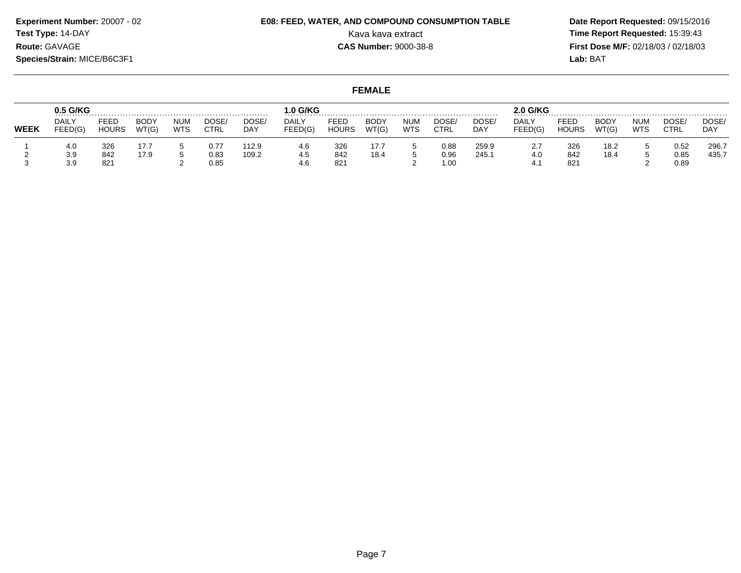**Experiment Number:** 20007 - 02
**Test Type:** 14-DAY
**Route:** GAVAGE
**Species/Strain:** MICE/B6C3F1

**E08: FEED, WATER, AND COMPOUND CONSUMPTION TABLE**
Kava kava extract
**CAS Number:** 9000-38-8

**Date Report Requested:** 09/15/2016
**Time Report Requested:** 15:39:43
**First Dose M/F:** 02/18/03 / 02/18/03
**Lab:** BAT

## FEMALE

| | 0.5 G/KG | | | | | | 1.0 G/KG | | | | | | 2.0 G/KG | | | | | |
|---|---|---|---|---|---|---|---|---|---|---|---|---|---|---|---|---|---|---|
| **WEEK** | DAILY FEED(G) | FEED HOURS | BODY WT(G) | NUM WTS | DOSE/ CTRL | DOSE/ DAY | DAILY FEED(G) | FEED HOURS | BODY WT(G) | NUM WTS | DOSE/ CTRL | DOSE/ DAY | DAILY FEED(G) | FEED HOURS | BODY WT(G) | NUM WTS | DOSE/ CTRL | DOSE/ DAY |
| 1 | 4.0 | 326 | 17.7 | 5 | 0.77 | 112.9 | 4.6 | 326 | 17.7 | 5 | 0.88 | 259.9 | 2.7 | 326 | 18.2 | 5 | 0.52 | 296.7 |
| 2 | 3.9 | 842 | 17.9 | 5 | 0.83 | 109.2 | 4.5 | 842 | 18.4 | 5 | 0.96 | 245.1 | 4.0 | 842 | 18.4 | 5 | 0.85 | 435.7 |
| 3 | 3.9 | 821 | | 2 | 0.85 | | 4.6 | 821 | | 2 | 1.00 | | 4.1 | 821 | | 2 | 0.89 | |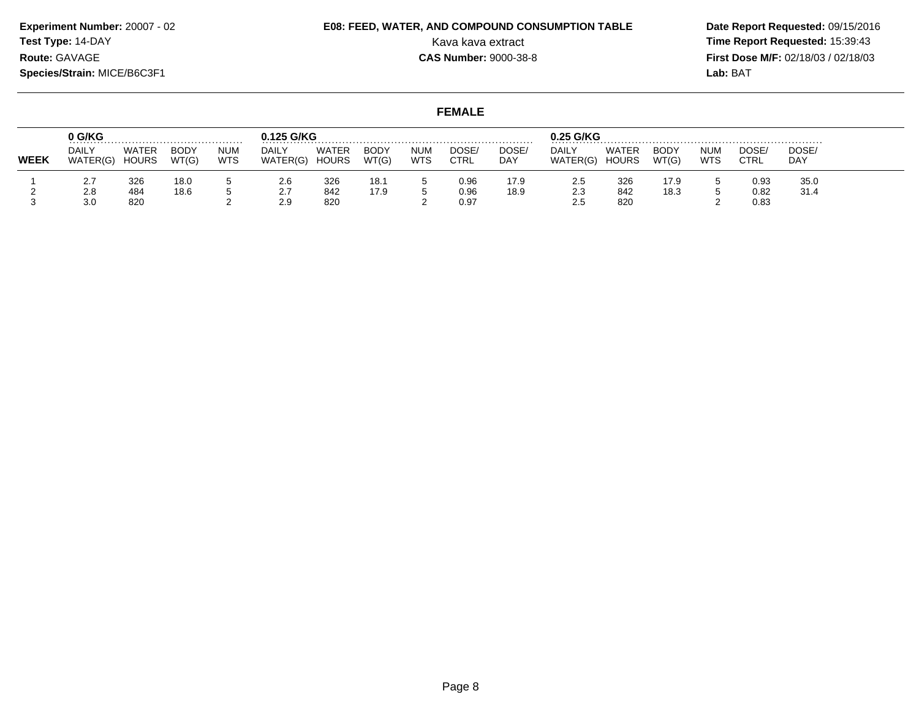**Experiment Number:** 20007 - 02
**Test Type:** 14-DAY
**Route:** GAVAGE
**Species/Strain:** MICE/B6C3F1

**E08: FEED, WATER, AND COMPOUND CONSUMPTION TABLE**
Kava kava extract
**CAS Number:** 9000-38-8

**Date Report Requested:** 09/15/2016
**Time Report Requested:** 15:39:43
**First Dose M/F:** 02/18/03 / 02/18/03
**Lab:** BAT

## FEMALE

| | 0 G/KG | | | | 0.125 G/KG | | | | | | 0.25 G/KG | | | | | |
|---|---|---|---|---|---|---|---|---|---|---|---|---|---|---|---|---|
| **WEEK** | DAILY WATER(G) | WATER HOURS | BODY WT(G) | NUM WTS | DAILY WATER(G) | WATER HOURS | BODY WT(G) | NUM WTS | DOSE/ CTRL | DOSE/ DAY | DAILY WATER(G) | WATER HOURS | BODY WT(G) | NUM WTS | DOSE/ CTRL | DOSE/ DAY |
| 1 | 2.7 | 326 | 18.0 | 5 | 2.6 | 326 | 18.1 | 5 | 0.96 | 17.9 | 2.5 | 326 | 17.9 | 5 | 0.93 | 35.0 |
| 2 | 2.8 | 484 | 18.6 | 5 | 2.7 | 842 | 17.9 | 5 | 0.96 | 18.9 | 2.3 | 842 | 18.3 | 5 | 0.82 | 31.4 |
| 3 | 3.0 | 820 | | 2 | 2.9 | 820 | | 2 | 0.97 | | 2.5 | 820 | | 2 | 0.83 | |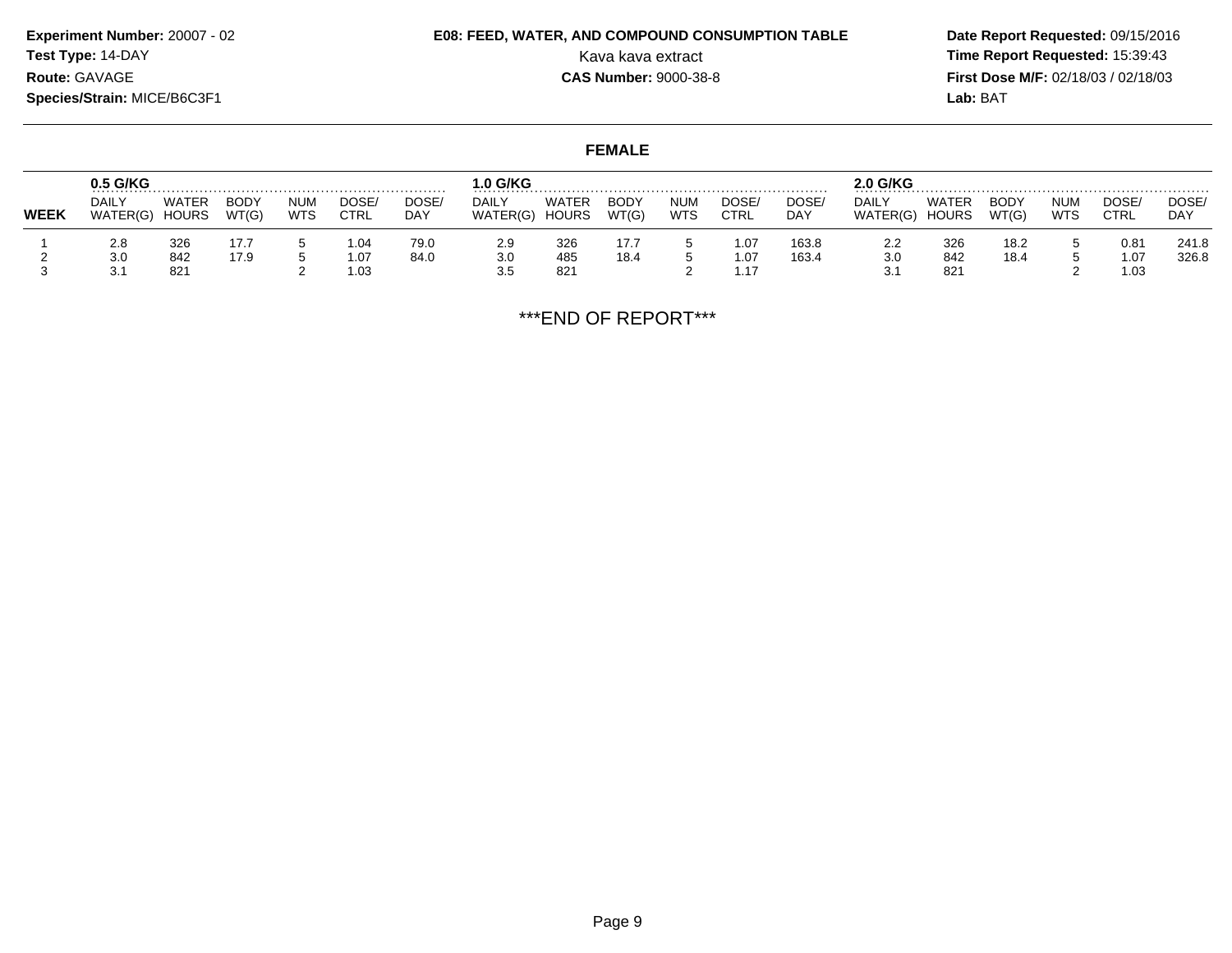**Experiment Number:** 20007 - 02
**Test Type:** 14-DAY
**Route:** GAVAGE
**Species/Strain:** MICE/B6C3F1

**E08: FEED, WATER, AND COMPOUND CONSUMPTION TABLE**
Kava kava extract
**CAS Number:** 9000-38-8

**Date Report Requested:** 09/15/2016
**Time Report Requested:** 15:39:43
**First Dose M/F:** 02/18/03 / 02/18/03
**Lab:** BAT

## FEMALE

| | 0.5 G/KG | | | | | | 1.0 G/KG | | | | | | 2.0 G/KG | | | | | |
|---|---|---|---|---|---|---|---|---|---|---|---|---|---|---|---|---|---|---|
| WEEK | DAILY WATER(G) | WATER HOURS | BODY WT(G) | NUM WTS | DOSE/ CTRL | DOSE/ DAY | DAILY WATER(G) | WATER HOURS | BODY WT(G) | NUM WTS | DOSE/ CTRL | DOSE/ DAY | DAILY WATER(G) | WATER HOURS | BODY WT(G) | NUM WTS | DOSE/ CTRL | DOSE/ DAY |
| 1 | 2.8 | 326 | 17.7 | 5 | 1.04 | 79.0 | 2.9 | 326 | 17.7 | 5 | 1.07 | 163.8 | 2.2 | 326 | 18.2 | 5 | 0.81 | 241.8 |
| 2 | 3.0 | 842 | 17.9 | 5 | 1.07 | 84.0 | 3.0 | 485 | 18.4 | 5 | 1.07 | 163.4 | 3.0 | 842 | 18.4 | 5 | 1.07 | 326.8 |
| 3 | 3.1 | 821 | | 2 | 1.03 | | 3.5 | 821 | | 2 | 1.17 | | 3.1 | 821 | | 2 | 1.03 | |

***END OF REPORT***